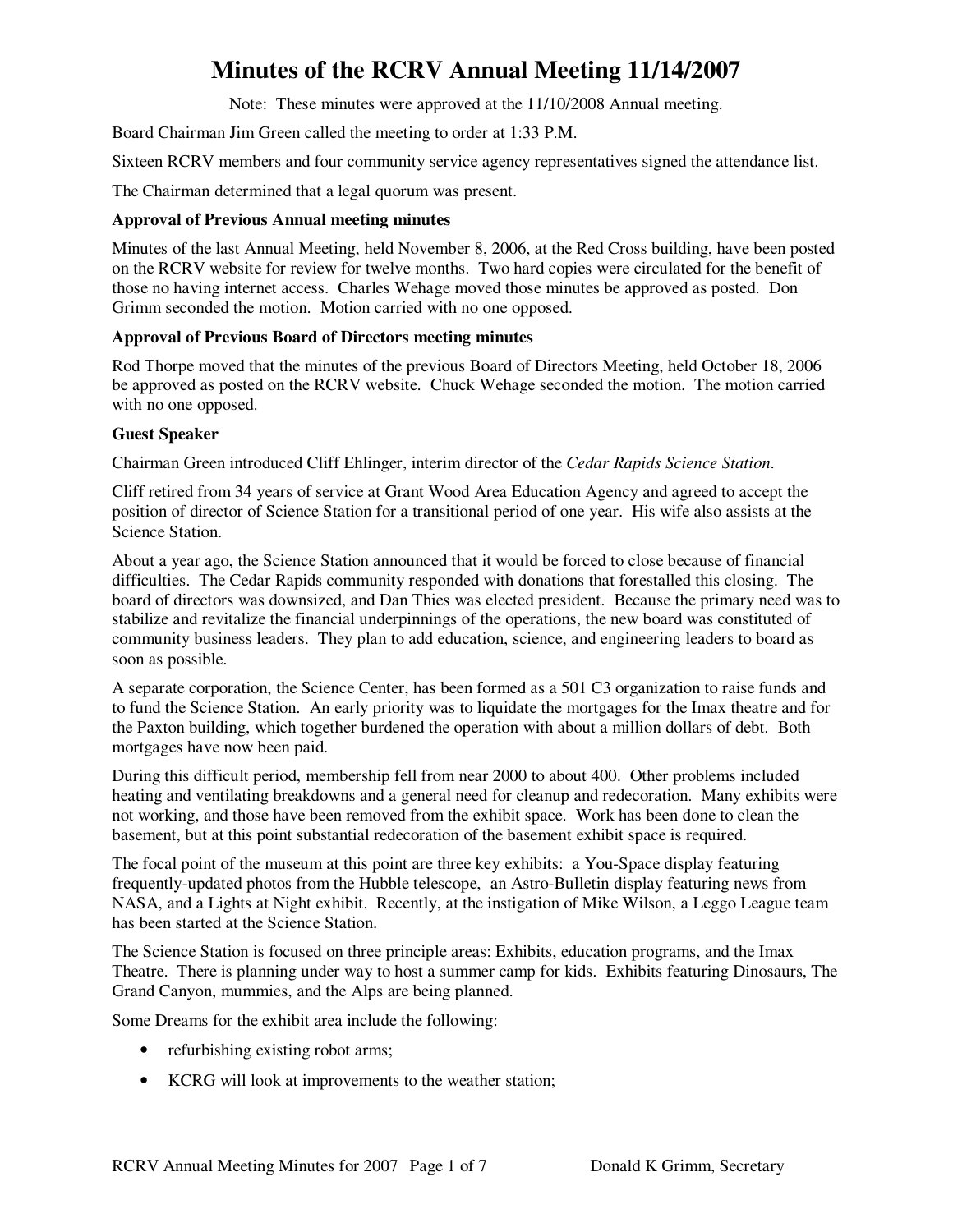# Minutes of the RCRV Annual Meeting 11/14/2007

Note: These minutes were approved at the 11/10/2008 Annual meeting.

Board Chairman Jim Green called the meeting to order at 1:33 P.M.

Sixteen RCRV members and four community service agency representatives signed the attendance list.

The Chairman determined that a legal quorum was present.

**Approval of Previous Annual meeting minutes**

Minutes of the last Annual Meeting, held November 8, 2006, at the Red Cross building, have been posted on the RCRV website for review for twelve months. Two hard copies were circulated for the benefit of those no having internet access. Charles Wehage moved those minutes be approved as posted. Don Grimm seconded the motion. Motion carried with no one opposed.

**Approval of Previous Board of Directors meeting minutes**

Rod Thorpe moved that the minutes of the previous Board of Directors Meeting, held October 18, 2006 be approved as posted on the RCRV website. Chuck Wehage seconded the motion. The motion carried with no one opposed.

**Guest Speaker**

Chairman Green introduced Cliff Ehlinger, interim director of the *Cedar Rapids Science Station*.

Cliff retired from 34 years of service at Grant Wood Area Education Agency and agreed to accept the position of director of Science Station for a transitional period of one year. His wife also assists at the Science Station.

About a year ago, the Science Station announced that it would be forced to close because of financial difficulties. The Cedar Rapids community responded with donations that forestalled this closing. The board of directors was downsized, and Dan Thies was elected president. Because the primary need was to stabilize and revitalize the financial underpinnings of the operations, the new board was constituted of community business leaders. They plan to add education, science, and engineering leaders to board as soon as possible.

A separate corporation, the Science Center, has been formed as a 501 C3 organization to raise funds and to fund the Science Station. An early priority was to liquidate the mortgages for the Imax theatre and for the Paxton building, which together burdened the operation with about a million dollars of debt. Both mortgages have now been paid.

During this difficult period, membership fell from near 2000 to about 400. Other problems included heating and ventilating breakdowns and a general need for cleanup and redecoration. Many exhibits were not working, and those have been removed from the exhibit space. Work has been done to clean the basement, but at this point substantial redecoration of the basement exhibit space is required.

The focal point of the museum at this point are three key exhibits: a You-Space display featuring frequently-updated photos from the Hubble telescope, an Astro-Bulletin display featuring news from NASA, and a Lights at Night exhibit. Recently, at the instigation of Mike Wilson, a Leggo League team has been started at the Science Station.

The Science Station is focused on three principle areas: Exhibits, education programs, and the Imax Theatre. There is planning under way to host a summer camp for kids. Exhibits featuring Dinosaurs, The Grand Canyon, mummies, and the Alps are being planned.

Some Dreams for the exhibit area include the following:

- refurbishing existing robot arms;
- KCRG will look at improvements to the weather station;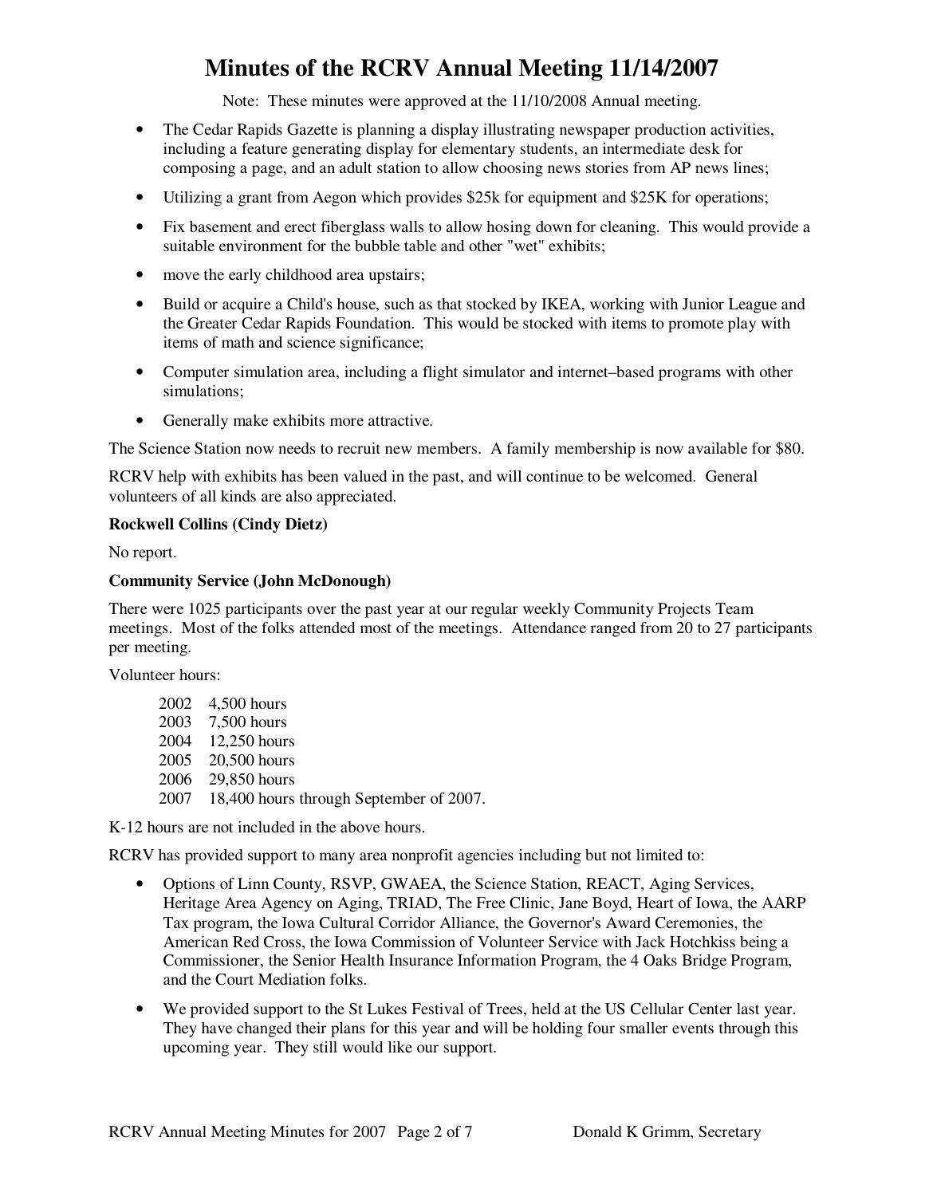# Minutes of the RCRV Annual Meeting 11/14/2007

Note: These minutes were approved at the 11/10/2008 Annual meeting.

- The Cedar Rapids Gazette is planning a display illustrating newspaper production activities, including a feature generating display for elementary students, an intermediate desk for composing a page, and an adult station to allow choosing news stories from AP news lines;
- Utilizing a grant from Aegon which provides $25k for equipment and $25K for operations;
- Fix basement and erect fiberglass walls to allow hosing down for cleaning. This would provide a suitable environment for the bubble table and other "wet" exhibits;
- move the early childhood area upstairs;
- Build or acquire a Child's house, such as that stocked by IKEA, working with Junior League and the Greater Cedar Rapids Foundation. This would be stocked with items to promote play with items of math and science significance;
- Computer simulation area, including a flight simulator and internet–based programs with other simulations;
- Generally make exhibits more attractive.

The Science Station now needs to recruit new members. A family membership is now available for $80.

RCRV help with exhibits has been valued in the past, and will continue to be welcomed. General volunteers of all kinds are also appreciated.

**Rockwell Collins (Cindy Dietz)**

No report.

**Community Service (John McDonough)**

There were 1025 participants over the past year at our regular weekly Community Projects Team meetings. Most of the folks attended most of the meetings. Attendance ranged from 20 to 27 participants per meeting.

Volunteer hours:

2002 4,500 hours
2003 7,500 hours
2004 12,250 hours
2005 20,500 hours
2006 29,850 hours
2007 18,400 hours through September of 2007.

K-12 hours are not included in the above hours.

RCRV has provided support to many area nonprofit agencies including but not limited to:

- Options of Linn County, RSVP, GWAEA, the Science Station, REACT, Aging Services, Heritage Area Agency on Aging, TRIAD, The Free Clinic, Jane Boyd, Heart of Iowa, the AARP Tax program, the Iowa Cultural Corridor Alliance, the Governor's Award Ceremonies, the American Red Cross, the Iowa Commission of Volunteer Service with Jack Hotchkiss being a Commissioner, the Senior Health Insurance Information Program, the 4 Oaks Bridge Program, and the Court Mediation folks.
- We provided support to the St Lukes Festival of Trees, held at the US Cellular Center last year. They have changed their plans for this year and will be holding four smaller events through this upcoming year. They still would like our support.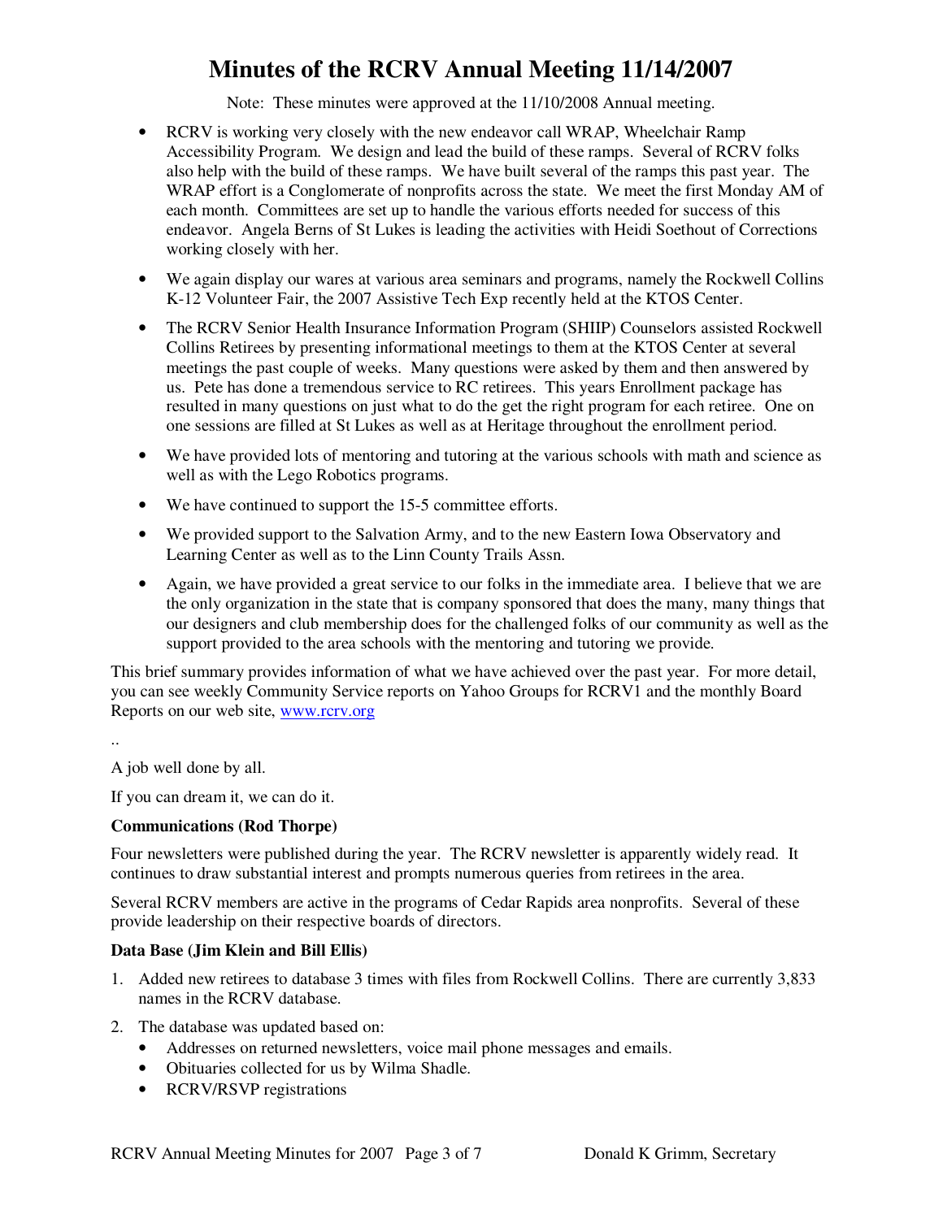# Minutes of the RCRV Annual Meeting 11/14/2007

Note: These minutes were approved at the 11/10/2008 Annual meeting.

- RCRV is working very closely with the new endeavor call WRAP, Wheelchair Ramp Accessibility Program. We design and lead the build of these ramps. Several of RCRV folks also help with the build of these ramps. We have built several of the ramps this past year. The WRAP effort is a Conglomerate of nonprofits across the state. We meet the first Monday AM of each month. Committees are set up to handle the various efforts needed for success of this endeavor. Angela Berns of St Lukes is leading the activities with Heidi Soethout of Corrections working closely with her.
- We again display our wares at various area seminars and programs, namely the Rockwell Collins K-12 Volunteer Fair, the 2007 Assistive Tech Exp recently held at the KTOS Center.
- The RCRV Senior Health Insurance Information Program (SHIIP) Counselors assisted Rockwell Collins Retirees by presenting informational meetings to them at the KTOS Center at several meetings the past couple of weeks. Many questions were asked by them and then answered by us. Pete has done a tremendous service to RC retirees. This years Enrollment package has resulted in many questions on just what to do the get the right program for each retiree. One on one sessions are filled at St Lukes as well as at Heritage throughout the enrollment period.
- We have provided lots of mentoring and tutoring at the various schools with math and science as well as with the Lego Robotics programs.
- We have continued to support the 15-5 committee efforts.
- We provided support to the Salvation Army, and to the new Eastern Iowa Observatory and Learning Center as well as to the Linn County Trails Assn.
- Again, we have provided a great service to our folks in the immediate area. I believe that we are the only organization in the state that is company sponsored that does the many, many things that our designers and club membership does for the challenged folks of our community as well as the support provided to the area schools with the mentoring and tutoring we provide.

This brief summary provides information of what we have achieved over the past year. For more detail, you can see weekly Community Service reports on Yahoo Groups for RCRV1 and the monthly Board Reports on our web site, [www.rcrv.org](http://www.rcrv.org)

..

A job well done by all.

If you can dream it, we can do it.

**Communications (Rod Thorpe)**

Four newsletters were published during the year. The RCRV newsletter is apparently widely read. It continues to draw substantial interest and prompts numerous queries from retirees in the area.

Several RCRV members are active in the programs of Cedar Rapids area nonprofits. Several of these provide leadership on their respective boards of directors.

**Data Base (Jim Klein and Bill Ellis)**

1. Added new retirees to database 3 times with files from Rockwell Collins. There are currently 3,833 names in the RCRV database.
2. The database was updated based on:
   - Addresses on returned newsletters, voice mail phone messages and emails.
   - Obituaries collected for us by Wilma Shadle.
   - RCRV/RSVP registrations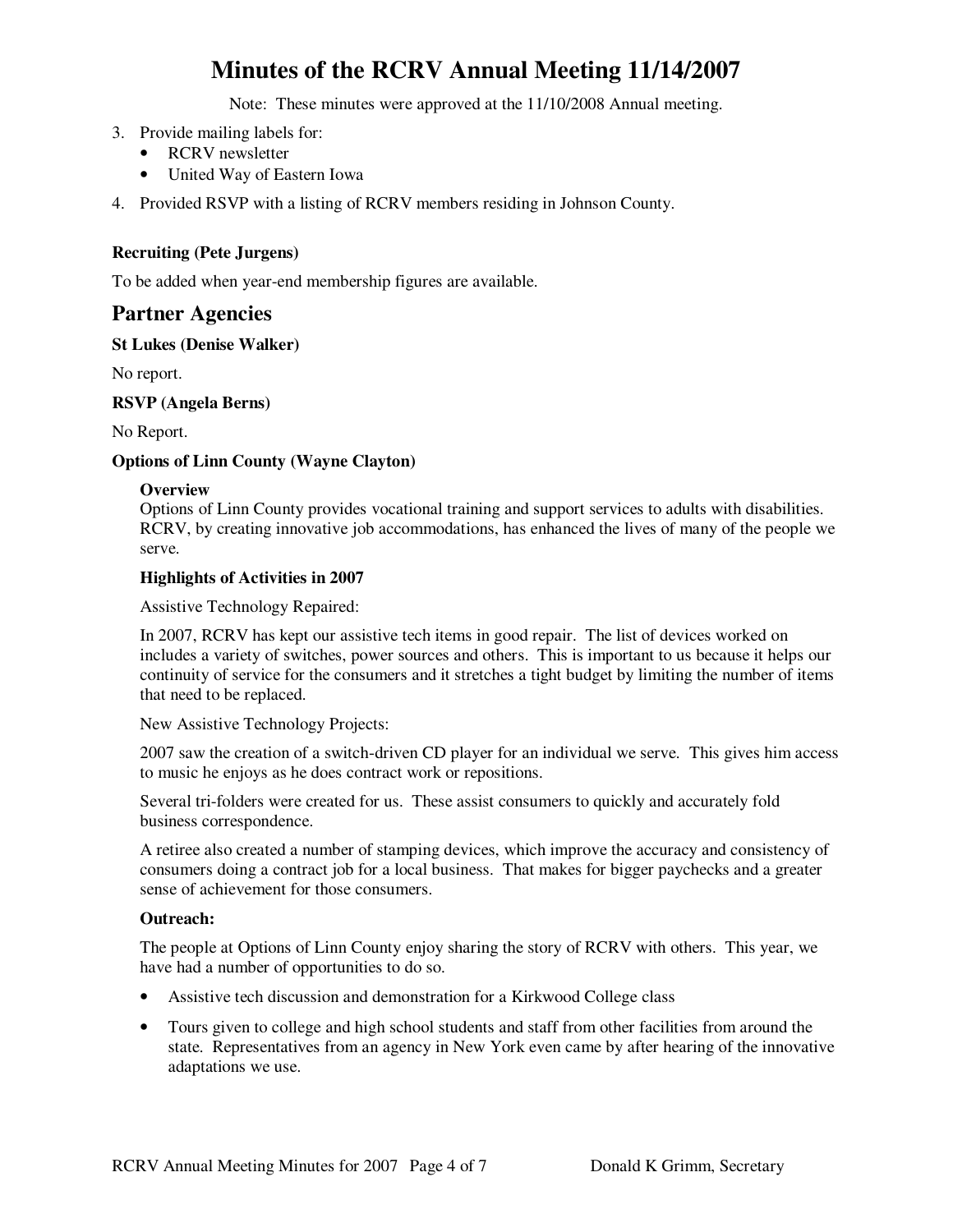3. Provide mailing labels for:
   - RCRV newsletter
   - United Way of Eastern Iowa
4. Provided RSVP with a listing of RCRV members residing in Johnson County.

**Recruiting (Pete Jurgens)**

To be added when year-end membership figures are available.

## Partner Agencies

**St Lukes (Denise Walker)**

No report.

**RSVP (Angela Berns)**

No Report.

**Options of Linn County (Wayne Clayton)**

**Overview**

Options of Linn County provides vocational training and support services to adults with disabilities. RCRV, by creating innovative job accommodations, has enhanced the lives of many of the people we serve.

**Highlights of Activities in 2007**

Assistive Technology Repaired:

In 2007, RCRV has kept our assistive tech items in good repair. The list of devices worked on includes a variety of switches, power sources and others. This is important to us because it helps our continuity of service for the consumers and it stretches a tight budget by limiting the number of items that need to be replaced.

New Assistive Technology Projects:

2007 saw the creation of a switch-driven CD player for an individual we serve. This gives him access to music he enjoys as he does contract work or repositions.

Several tri-folders were created for us. These assist consumers to quickly and accurately fold business correspondence.

A retiree also created a number of stamping devices, which improve the accuracy and consistency of consumers doing a contract job for a local business. That makes for bigger paychecks and a greater sense of achievement for those consumers.

**Outreach:**

The people at Options of Linn County enjoy sharing the story of RCRV with others. This year, we have had a number of opportunities to do so.

- Assistive tech discussion and demonstration for a Kirkwood College class
- Tours given to college and high school students and staff from other facilities from around the state. Representatives from an agency in New York even came by after hearing of the innovative adaptations we use.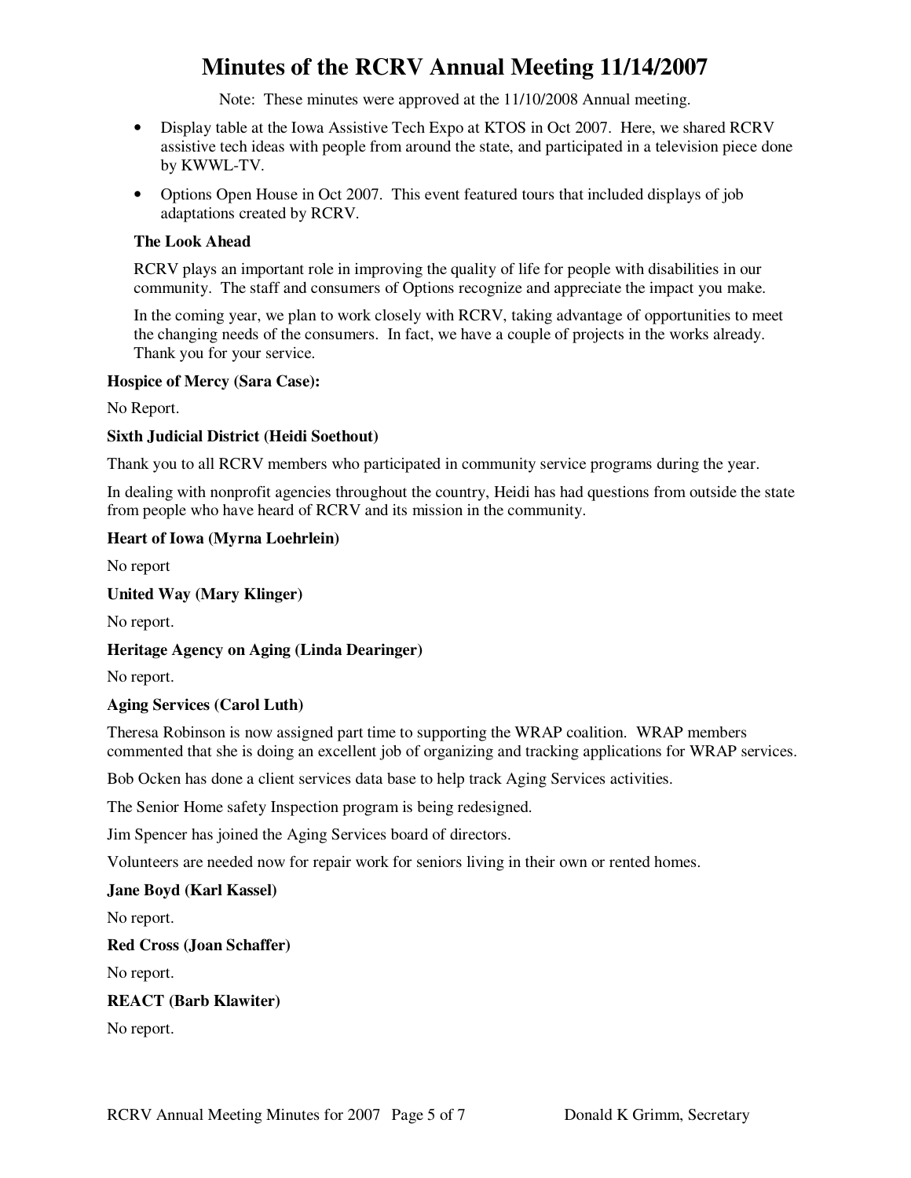# Minutes of the RCRV Annual Meeting 11/14/2007

Note: These minutes were approved at the 11/10/2008 Annual meeting.

- Display table at the Iowa Assistive Tech Expo at KTOS in Oct 2007. Here, we shared RCRV assistive tech ideas with people from around the state, and participated in a television piece done by KWWL-TV.
- Options Open House in Oct 2007. This event featured tours that included displays of job adaptations created by RCRV.

**The Look Ahead**

RCRV plays an important role in improving the quality of life for people with disabilities in our community. The staff and consumers of Options recognize and appreciate the impact you make.

In the coming year, we plan to work closely with RCRV, taking advantage of opportunities to meet the changing needs of the consumers. In fact, we have a couple of projects in the works already. Thank you for your service.

**Hospice of Mercy (Sara Case):**

No Report.

**Sixth Judicial District (Heidi Soethout)**

Thank you to all RCRV members who participated in community service programs during the year.

In dealing with nonprofit agencies throughout the country, Heidi has had questions from outside the state from people who have heard of RCRV and its mission in the community.

**Heart of Iowa (Myrna Loehrlein)**

No report

**United Way (Mary Klinger)**

No report.

**Heritage Agency on Aging (Linda Dearinger)**

No report.

**Aging Services (Carol Luth)**

Theresa Robinson is now assigned part time to supporting the WRAP coalition. WRAP members commented that she is doing an excellent job of organizing and tracking applications for WRAP services.

Bob Ocken has done a client services data base to help track Aging Services activities.

The Senior Home safety Inspection program is being redesigned.

Jim Spencer has joined the Aging Services board of directors.

Volunteers are needed now for repair work for seniors living in their own or rented homes.

**Jane Boyd (Karl Kassel)**

No report.

**Red Cross (Joan Schaffer)**

No report.

**REACT (Barb Klawiter)**

No report.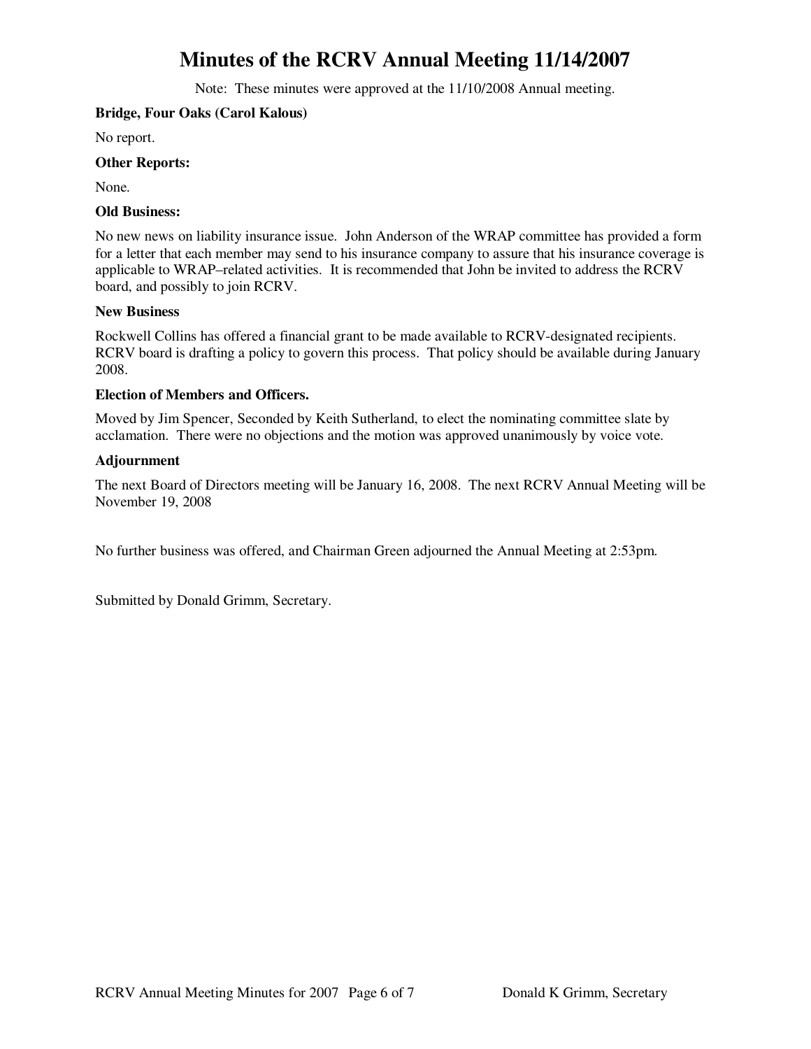# Minutes of the RCRV Annual Meeting 11/14/2007

Note: These minutes were approved at the 11/10/2008 Annual meeting.

**Bridge, Four Oaks (Carol Kalous)**

No report.

**Other Reports:**

None.

**Old Business:**

No new news on liability insurance issue. John Anderson of the WRAP committee has provided a form for a letter that each member may send to his insurance company to assure that his insurance coverage is applicable to WRAP–related activities. It is recommended that John be invited to address the RCRV board, and possibly to join RCRV.

**New Business**

Rockwell Collins has offered a financial grant to be made available to RCRV-designated recipients. RCRV board is drafting a policy to govern this process. That policy should be available during January 2008.

**Election of Members and Officers.**

Moved by Jim Spencer, Seconded by Keith Sutherland, to elect the nominating committee slate by acclamation. There were no objections and the motion was approved unanimously by voice vote.

**Adjournment**

The next Board of Directors meeting will be January 16, 2008. The next RCRV Annual Meeting will be November 19, 2008

No further business was offered, and Chairman Green adjourned the Annual Meeting at 2:53pm.

Submitted by Donald Grimm, Secretary.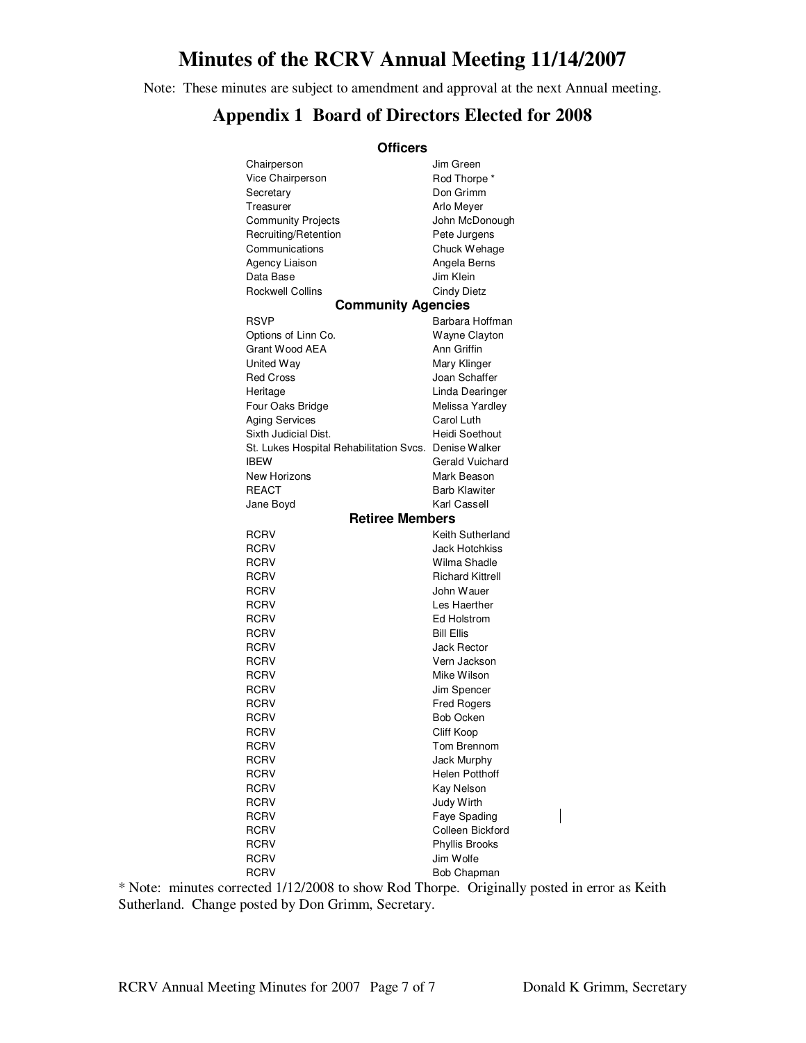# Minutes of the RCRV Annual Meeting 11/14/2007

Note: These minutes are subject to amendment and approval at the next Annual meeting.

## Appendix 1 Board of Directors Elected for 2008

| | |
|---|---|
| **Officers** | |
| Chairperson | Jim Green |
| Vice Chairperson | Rod Thorpe * |
| Secretary | Don Grimm |
| Treasurer | Arlo Meyer |
| Community Projects | John McDonough |
| Recruiting/Retention | Pete Jurgens |
| Communications | Chuck Wehage |
| Agency Liaison | Angela Berns |
| Data Base | Jim Klein |
| Rockwell Collins | Cindy Dietz |
| **Community Agencies** | |
| RSVP | Barbara Hoffman |
| Options of Linn Co. | Wayne Clayton |
| Grant Wood AEA | Ann Griffin |
| United Way | Mary Klinger |
| Red Cross | Joan Schaffer |
| Heritage | Linda Dearinger |
| Four Oaks Bridge | Melissa Yardley |
| Aging Services | Carol Luth |
| Sixth Judicial Dist. | Heidi Soethout |
| St. Lukes Hospital Rehabilitation Svcs. | Denise Walker |
| IBEW | Gerald Vuichard |
| New Horizons | Mark Beason |
| REACT | Barb Klawiter |
| Jane Boyd | Karl Cassell |
| **Retiree Members** | |
| RCRV | Keith Sutherland |
| RCRV | Jack Hotchkiss |
| RCRV | Wilma Shadle |
| RCRV | Richard Kittrell |
| RCRV | John Wauer |
| RCRV | Les Haerther |
| RCRV | Ed Holstrom |
| RCRV | Bill Ellis |
| RCRV | Jack Rector |
| RCRV | Vern Jackson |
| RCRV | Mike Wilson |
| RCRV | Jim Spencer |
| RCRV | Fred Rogers |
| RCRV | Bob Ocken |
| RCRV | Cliff Koop |
| RCRV | Tom Brennom |
| RCRV | Jack Murphy |
| RCRV | Helen Potthoff |
| RCRV | Kay Nelson |
| RCRV | Judy Wirth |
| RCRV | Faye Spading |
| RCRV | Colleen Bickford |
| RCRV | Phyllis Brooks |
| RCRV | Jim Wolfe |
| RCRV | Bob Chapman |

* Note: minutes corrected 1/12/2008 to show Rod Thorpe. Originally posted in error as Keith Sutherland. Change posted by Don Grimm, Secretary.